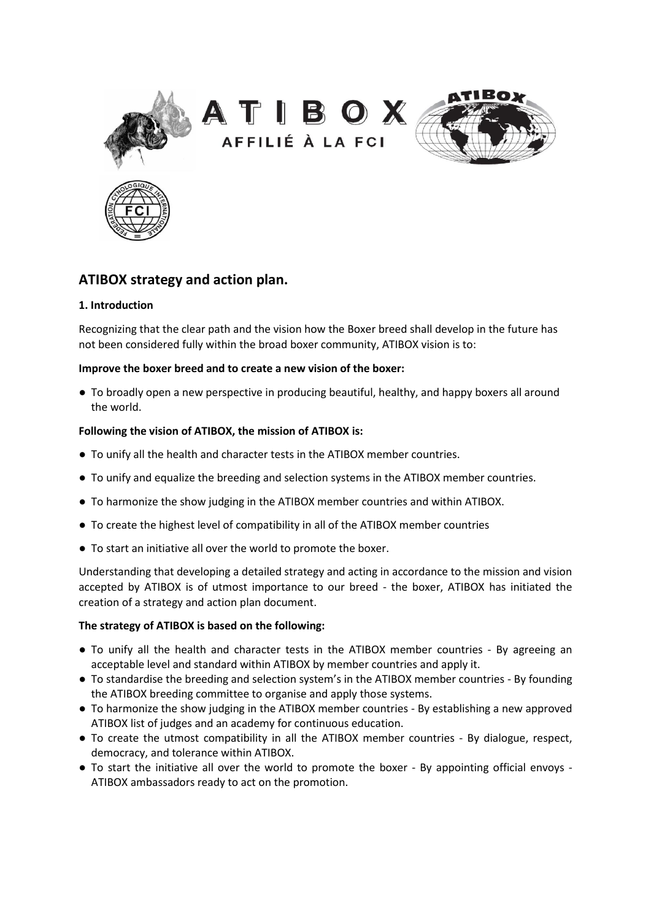ATIBOX

AFFILIÉ À LA FCI

## ATIBOX strategy and action plan.

### 1. Introduction

Recognizing that the clear path and the vision how the Boxer breed shall develop in the future has not been considered fully within the broad boxer community, ATIBOX vision is to:

**Improve the boxer breed and to create a new vision of the boxer:**

- To broadly open a new perspective in producing beautiful, healthy, and happy boxers all around the world.

**Following the vision of ATIBOX, the mission of ATIBOX is:**

- To unify all the health and character tests in the ATIBOX member countries.
- To unify and equalize the breeding and selection systems in the ATIBOX member countries.
- To harmonize the show judging in the ATIBOX member countries and within ATIBOX.
- To create the highest level of compatibility in all of the ATIBOX member countries
- To start an initiative all over the world to promote the boxer.

Understanding that developing a detailed strategy and acting in accordance to the mission and vision accepted by ATIBOX is of utmost importance to our breed - the boxer, ATIBOX has initiated the creation of a strategy and action plan document.

**The strategy of ATIBOX is based on the following:**

- To unify all the health and character tests in the ATIBOX member countries - By agreeing an acceptable level and standard within ATIBOX by member countries and apply it.
- To standardise the breeding and selection system's in the ATIBOX member countries - By founding the ATIBOX breeding committee to organise and apply those systems.
- To harmonize the show judging in the ATIBOX member countries - By establishing a new approved ATIBOX list of judges and an academy for continuous education.
- To create the utmost compatibility in all the ATIBOX member countries - By dialogue, respect, democracy, and tolerance within ATIBOX.
- To start the initiative all over the world to promote the boxer - By appointing official envoys - ATIBOX ambassadors ready to act on the promotion.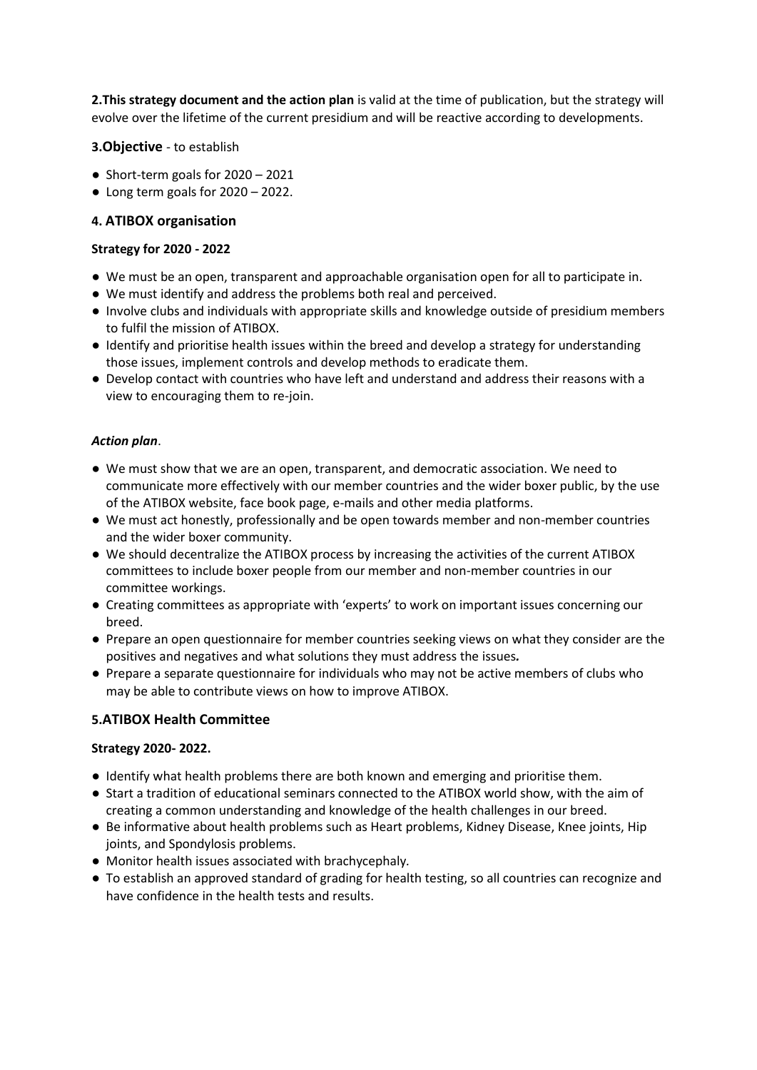**2.This strategy document and the action plan** is valid at the time of publication, but the strategy will evolve over the lifetime of the current presidium and will be reactive according to developments.

**3.Objective** - to establish

- Short-term goals for 2020 – 2021
- Long term goals for 2020 – 2022.

## 4. ATIBOX organisation

**Strategy for 2020 - 2022**

- We must be an open, transparent and approachable organisation open for all to participate in.
- We must identify and address the problems both real and perceived.
- Involve clubs and individuals with appropriate skills and knowledge outside of presidium members to fulfil the mission of ATIBOX.
- Identify and prioritise health issues within the breed and develop a strategy for understanding those issues, implement controls and develop methods to eradicate them.
- Develop contact with countries who have left and understand and address their reasons with a view to encouraging them to re-join.

***Action plan***.

- We must show that we are an open, transparent, and democratic association. We need to communicate more effectively with our member countries and the wider boxer public, by the use of the ATIBOX website, face book page, e-mails and other media platforms.
- We must act honestly, professionally and be open towards member and non-member countries and the wider boxer community.
- We should decentralize the ATIBOX process by increasing the activities of the current ATIBOX committees to include boxer people from our member and non-member countries in our committee workings.
- Creating committees as appropriate with 'experts' to work on important issues concerning our breed.
- Prepare an open questionnaire for member countries seeking views on what they consider are the positives and negatives and what solutions they must address the issues**.**
- Prepare a separate questionnaire for individuals who may not be active members of clubs who may be able to contribute views on how to improve ATIBOX.

## 5.ATIBOX Health Committee

**Strategy 2020- 2022.**

- Identify what health problems there are both known and emerging and prioritise them.
- Start a tradition of educational seminars connected to the ATIBOX world show, with the aim of creating a common understanding and knowledge of the health challenges in our breed.
- Be informative about health problems such as Heart problems, Kidney Disease, Knee joints, Hip joints, and Spondylosis problems.
- Monitor health issues associated with brachycephaly.
- To establish an approved standard of grading for health testing, so all countries can recognize and have confidence in the health tests and results.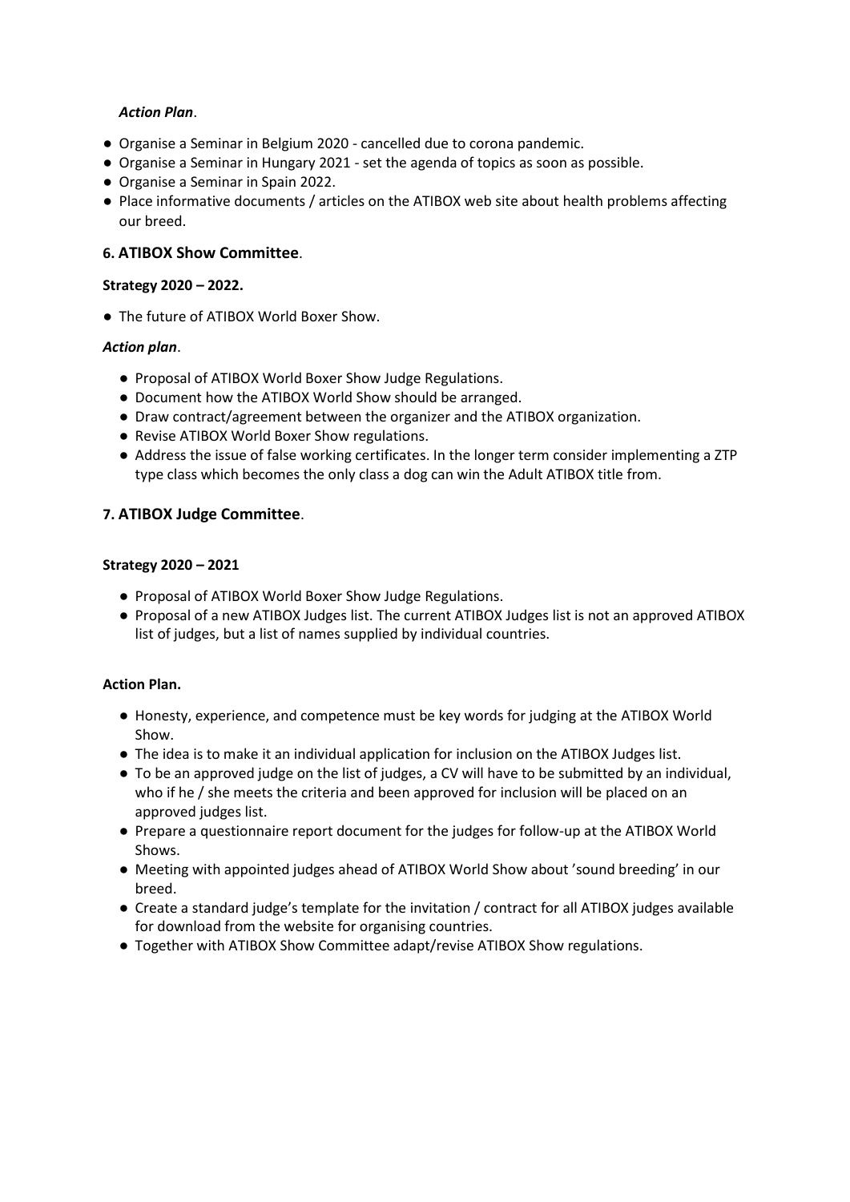*Action Plan*.

- Organise a Seminar in Belgium 2020 - cancelled due to corona pandemic.
- Organise a Seminar in Hungary 2021 - set the agenda of topics as soon as possible.
- Organise a Seminar in Spain 2022.
- Place informative documents / articles on the ATIBOX web site about health problems affecting our breed.

## 6. ATIBOX Show Committee.

**Strategy 2020 – 2022.**

- The future of ATIBOX World Boxer Show.

***Action plan*.**

- Proposal of ATIBOX World Boxer Show Judge Regulations.
- Document how the ATIBOX World Show should be arranged.
- Draw contract/agreement between the organizer and the ATIBOX organization.
- Revise ATIBOX World Boxer Show regulations.
- Address the issue of false working certificates. In the longer term consider implementing a ZTP type class which becomes the only class a dog can win the Adult ATIBOX title from.

## 7. ATIBOX Judge Committee.

**Strategy 2020 – 2021**

- Proposal of ATIBOX World Boxer Show Judge Regulations.
- Proposal of a new ATIBOX Judges list. The current ATIBOX Judges list is not an approved ATIBOX list of judges, but a list of names supplied by individual countries.

**Action Plan.**

- Honesty, experience, and competence must be key words for judging at the ATIBOX World Show.
- The idea is to make it an individual application for inclusion on the ATIBOX Judges list.
- To be an approved judge on the list of judges, a CV will have to be submitted by an individual, who if he / she meets the criteria and been approved for inclusion will be placed on an approved judges list.
- Prepare a questionnaire report document for the judges for follow-up at the ATIBOX World Shows.
- Meeting with appointed judges ahead of ATIBOX World Show about 'sound breeding' in our breed.
- Create a standard judge's template for the invitation / contract for all ATIBOX judges available for download from the website for organising countries.
- Together with ATIBOX Show Committee adapt/revise ATIBOX Show regulations.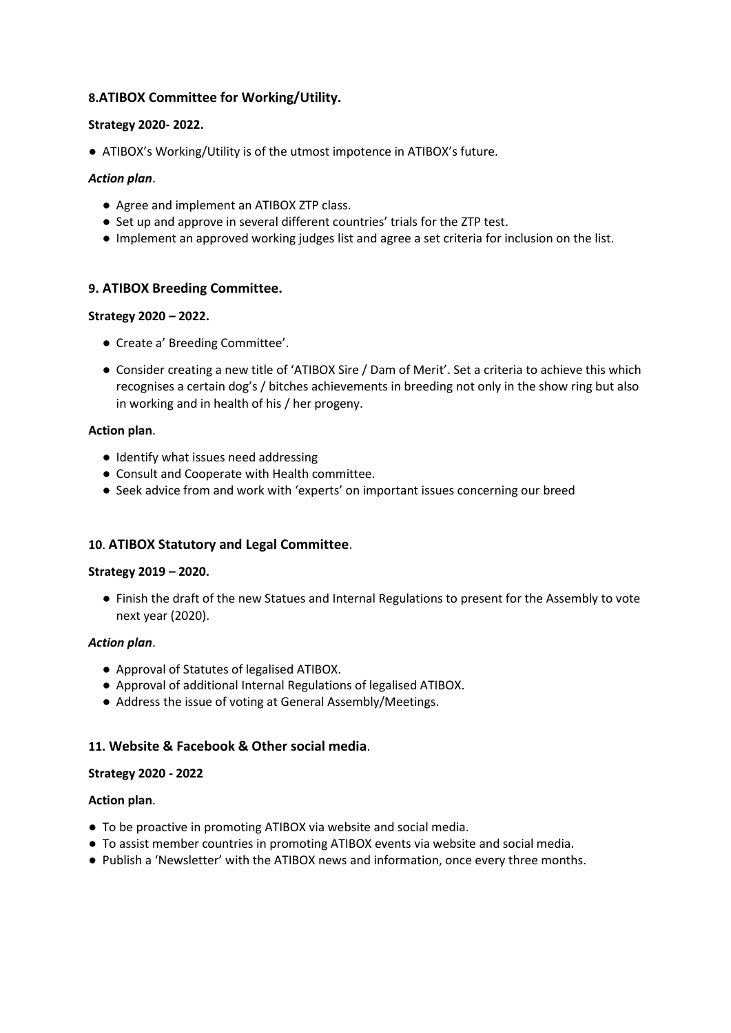## 8.ATIBOX Committee for Working/Utility.

**Strategy 2020- 2022.**

- ATIBOX's Working/Utility is of the utmost impotence in ATIBOX's future.

***Action plan*.**

- Agree and implement an ATIBOX ZTP class.
- Set up and approve in several different countries' trials for the ZTP test.
- Implement an approved working judges list and agree a set criteria for inclusion on the list.

## 9. ATIBOX Breeding Committee.

**Strategy 2020 – 2022.**

- Create a' Breeding Committee'.
- Consider creating a new title of 'ATIBOX Sire / Dam of Merit'. Set a criteria to achieve this which recognises a certain dog's / bitches achievements in breeding not only in the show ring but also in working and in health of his / her progeny.

**Action plan**.

- Identify what issues need addressing
- Consult and Cooperate with Health committee.
- Seek advice from and work with 'experts' on important issues concerning our breed

## 10. ATIBOX Statutory and Legal Committee.

**Strategy 2019 – 2020.**

- Finish the draft of the new Statues and Internal Regulations to present for the Assembly to vote next year (2020).

***Action plan*.**

- Approval of Statutes of legalised ATIBOX.
- Approval of additional Internal Regulations of legalised ATIBOX.
- Address the issue of voting at General Assembly/Meetings.

## 11. Website & Facebook & Other social media.

**Strategy 2020 - 2022**

**Action plan**.

- To be proactive in promoting ATIBOX via website and social media.
- To assist member countries in promoting ATIBOX events via website and social media.
- Publish a 'Newsletter' with the ATIBOX news and information, once every three months.